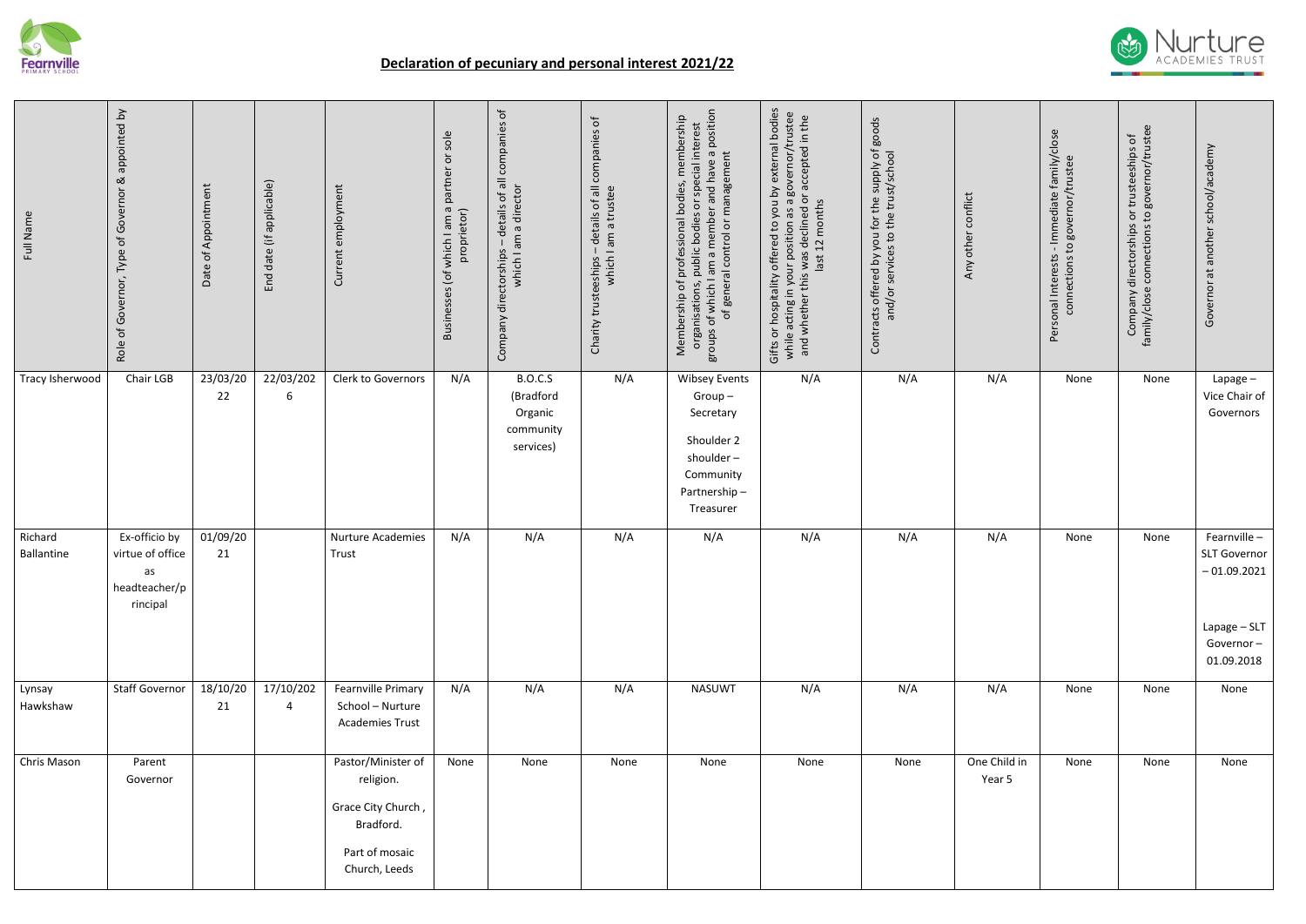## Declaration of pecuniary and personal interest 2021/22

| Full Name | Role of Governor, Type of Governor & appointed by | Date of Appointment | End date (if applicable) | Current employment | Businesses (of which I am a partner or sole proprietor) | Company directorships – details of all companies of which I am a director | Charity trusteeships – details of all companies of which I am a trustee | Membership of professional bodies, membership organisations, public bodies or special interest groups of which I am a member and have a positon of general control or management | Gifts or hospitality offered to you by external bodies while acting in your position as a governor/trustee and whether this was declined or accepted in the last 12 months | Contracts offered by you for the supply of goods and/or services to the trust/school | Any other conflict | Personal Interests - Immediate family/close connections to governor/trustee | Company directorships or trusteeships of family/close connections to governor/trustee | Governor at another school/academy |
|---|---|---|---|---|---|---|---|---|---|---|---|---|---|---|
| Tracy Isherwood | Chair LGB | 23/03/2022 | 22/03/2026 | Clerk to Governors | N/A | B.O.C.S (Bradford Organic community services) | N/A | Wibsey Events Group – Secretary<br><br>Shoulder 2 shoulder – Community Partnership – Treasurer | N/A | N/A | N/A | None | None | Lapage – Vice Chair of Governors |
| Richard Ballantine | Ex-officio by virtue of office as headteacher/principal | 01/09/2021 | | Nurture Academies Trust | N/A | N/A | N/A | N/A | N/A | N/A | N/A | None | None | Fearnville – SLT Governor – 01.09.2021<br><br>Lapage – SLT Governor – 01.09.2018 |
| Lynsay Hawkshaw | Staff Governor | 18/10/2021 | 17/10/2024 | Fearnville Primary School – Nurture Academies Trust | N/A | N/A | N/A | NASUWT | N/A | N/A | N/A | None | None | None |
| Chris Mason | Parent Governor | | | Pastor/Minister of religion.<br><br>Grace City Church , Bradford.<br><br>Part of mosaic Church, Leeds | None | None | None | None | None | None | One Child in Year 5 | None | None | None |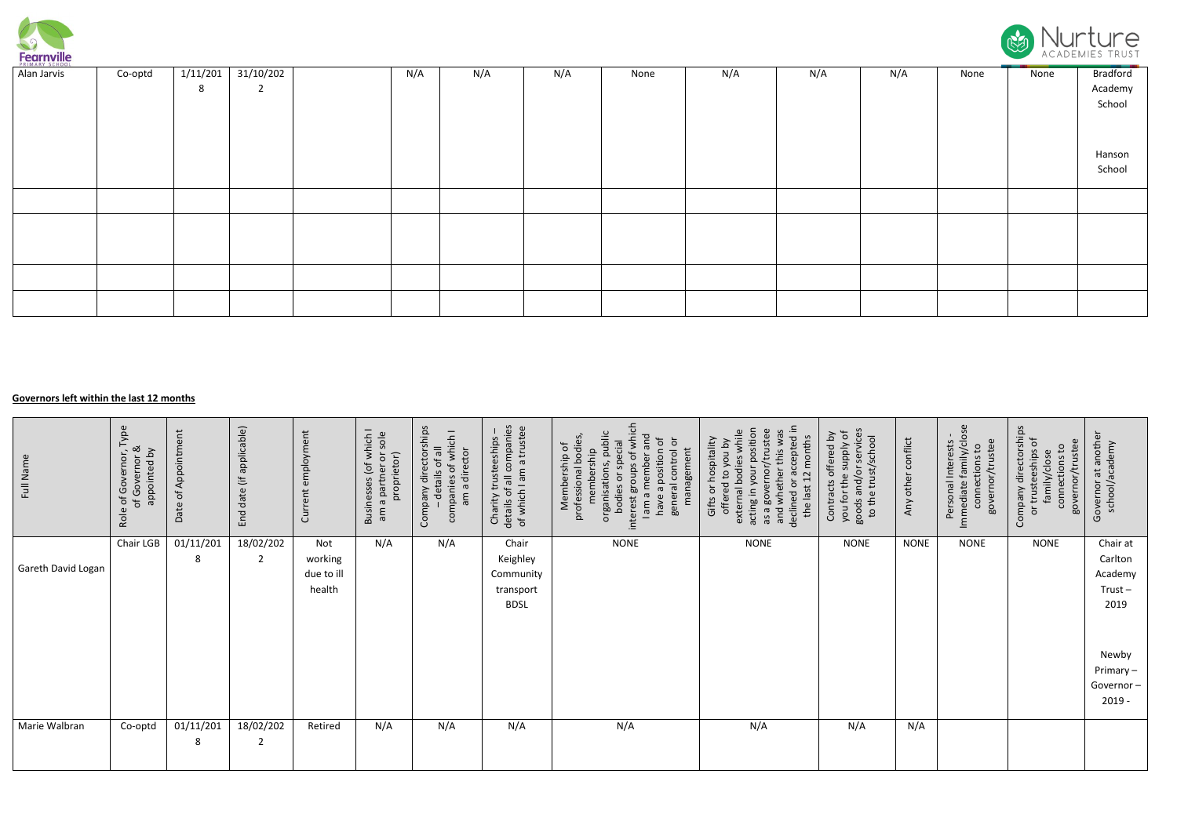| | | | | | | | | | | | | | | | |
|---|---|---|---|---|---|---|---|---|---|---|---|---|---|---|---|
| Alan Jarvis | Co-optd | 1/11/2018 | 31/10/2022 | | N/A | N/A | N/A | None | N/A | N/A | N/A | None | None | Bradford Academy School<br><br>Hanson School |
| | | | | | | | | | | | | | | |
| | | | | | | | | | | | | | | |
| | | | | | | | | | | | | | | |
| | | | | | | | | | | | | | | |

**Governors left within the last 12 months**

| Full Name | Role of Governor, Type of Governor & appointed by | Date of Appointment | End date (if applicable) | Current employment | Businesses (of which I am a partner or sole proprietor) | Company directorships – details of all companies of which I am a director | Charity trusteeships – details of all companies of which I am a trustee | Membership of professional bodies, membership organisations, public bodies or special interest groups of which I am a member and have a position of general control or management | Gifts or hospitality offered to you by external bodies while acting in your position as a governor/trustee and whether this was declined or accepted in the last 12 months | Contracts offered by you for the supply of goods and/or services to the trust/school | Any other conflict | Personal Interests - Immediate family/close connections to governor/trustee | Company directorships or trusteeships of family/close connections to governor/trustee | Governor at another school/academy |
|---|---|---|---|---|---|---|---|---|---|---|---|---|---|---|
| Gareth David Logan | Chair LGB | 01/11/2018 | 18/02/2022 | Not working due to ill health | N/A | N/A | Chair Keighley Community transport BDSL | NONE | NONE | NONE | NONE | NONE | NONE | Chair at Carlton Academy Trust – 2019<br><br>Newby Primary – Governor – 2019 - |
| Marie Walbran | Co-optd | 01/11/2018 | 18/02/2022 | Retired | N/A | N/A | N/A | N/A | N/A | N/A | N/A | | | |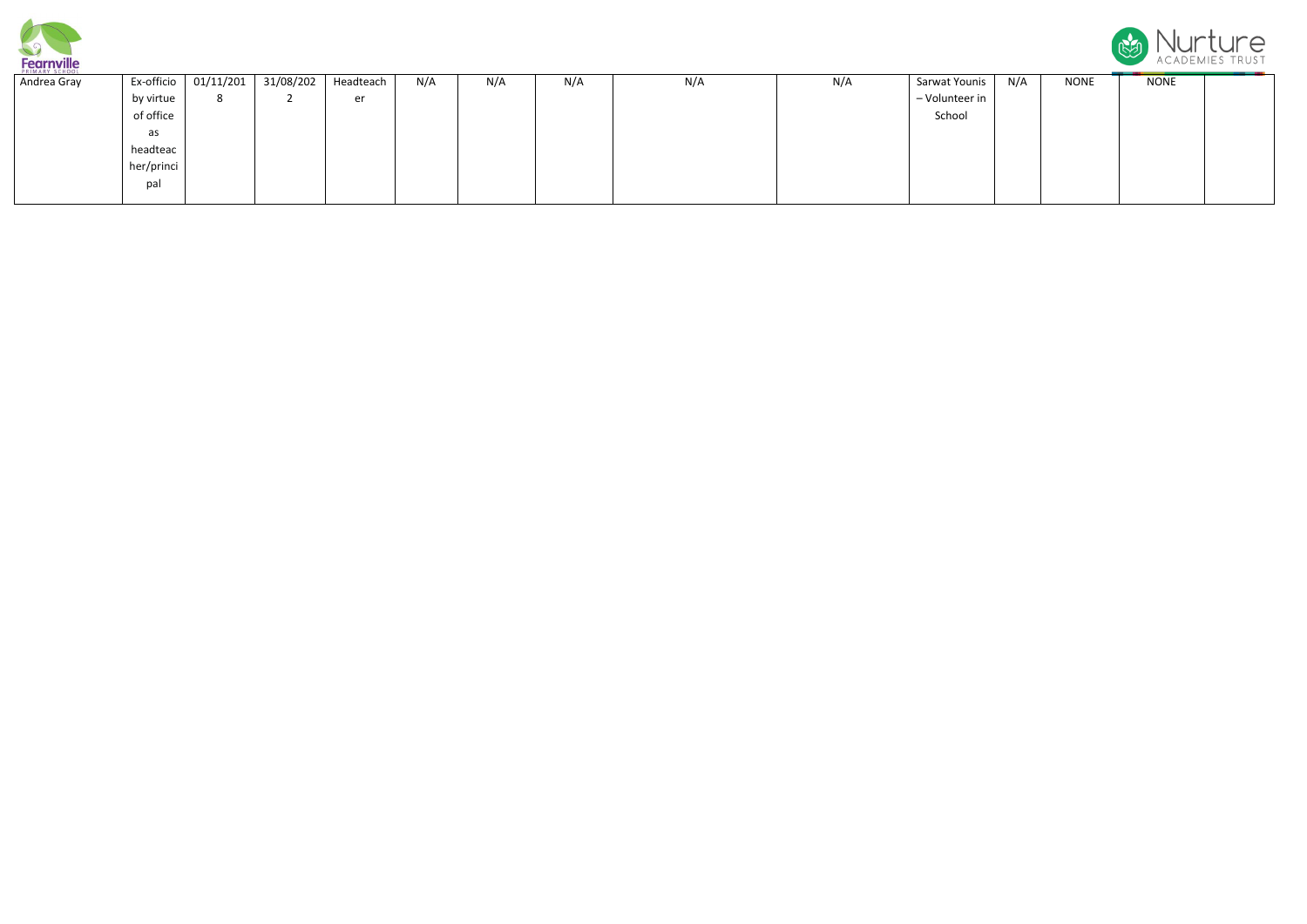| | | | | | | | | | | | | | | |
|---|---|---|---|---|---|---|---|---|---|---|---|---|---|---|
| Andrea Gray | Ex-officio by virtue of office as headteacher/principal | 01/11/2018 | 31/08/2022 | Headteacher | N/A | N/A | N/A | N/A | N/A | Sarwat Younis – Volunteer in School | N/A | NONE | NONE | |